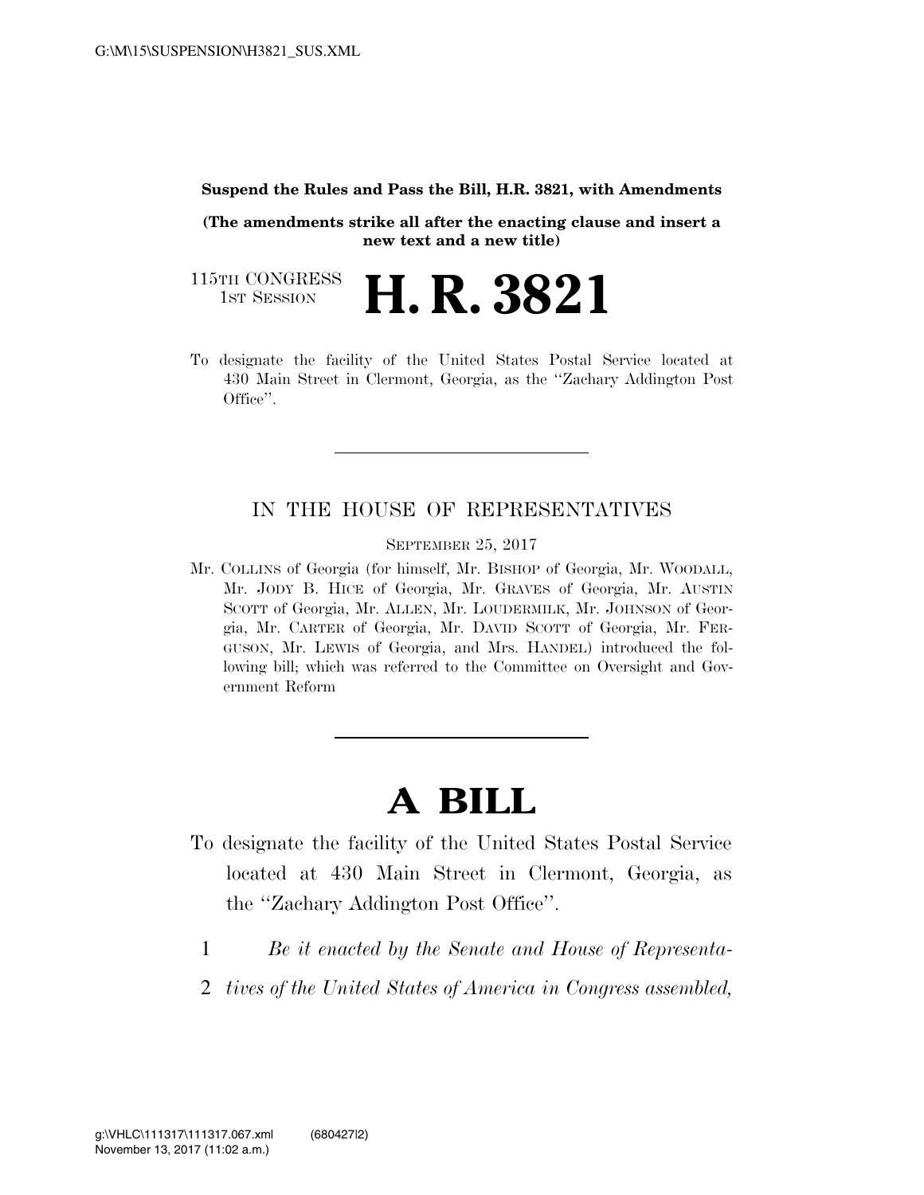**Suspend the Rules and Pass the Bill, H.R. 3821, with Amendments**

**(The amendments strike all after the enacting clause and insert a new text and a new title)**

115TH CONGRESS
1ST SESSION

# H. R. 3821

To designate the facility of the United States Postal Service located at 430 Main Street in Clermont, Georgia, as the "Zachary Addington Post Office".

---

IN THE HOUSE OF REPRESENTATIVES

SEPTEMBER 25, 2017

Mr. COLLINS of Georgia (for himself, Mr. BISHOP of Georgia, Mr. WOODALL, Mr. JODY B. HICE of Georgia, Mr. GRAVES of Georgia, Mr. AUSTIN SCOTT of Georgia, Mr. ALLEN, Mr. LOUDERMILK, Mr. JOHNSON of Georgia, Mr. CARTER of Georgia, Mr. DAVID SCOTT of Georgia, Mr. FERGUSON, Mr. LEWIS of Georgia, and Mrs. HANDEL) introduced the following bill; which was referred to the Committee on Oversight and Government Reform

---

# A BILL

To designate the facility of the United States Postal Service located at 430 Main Street in Clermont, Georgia, as the "Zachary Addington Post Office".

1 *Be it enacted by the Senate and House of Representa-*
2 *tives of the United States of America in Congress assembled,*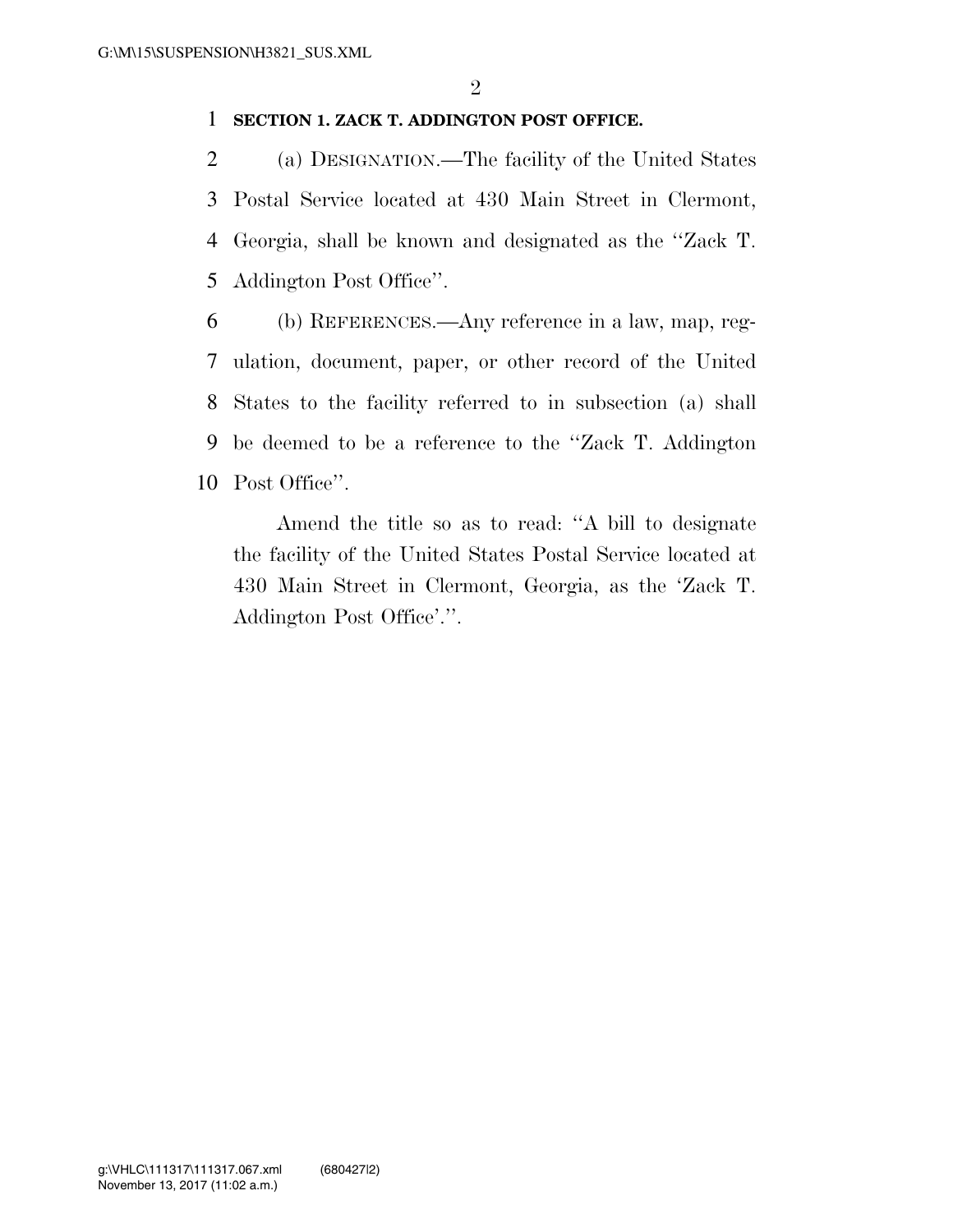**SECTION 1. ZACK T. ADDINGTON POST OFFICE.**

(a) DESIGNATION.—The facility of the United States Postal Service located at 430 Main Street in Clermont, Georgia, shall be known and designated as the ''Zack T. Addington Post Office''.

(b) REFERENCES.—Any reference in a law, map, regulation, document, paper, or other record of the United States to the facility referred to in subsection (a) shall be deemed to be a reference to the ''Zack T. Addington Post Office''.

Amend the title so as to read: ''A bill to designate the facility of the United States Postal Service located at 430 Main Street in Clermont, Georgia, as the 'Zack T. Addington Post Office'.''.